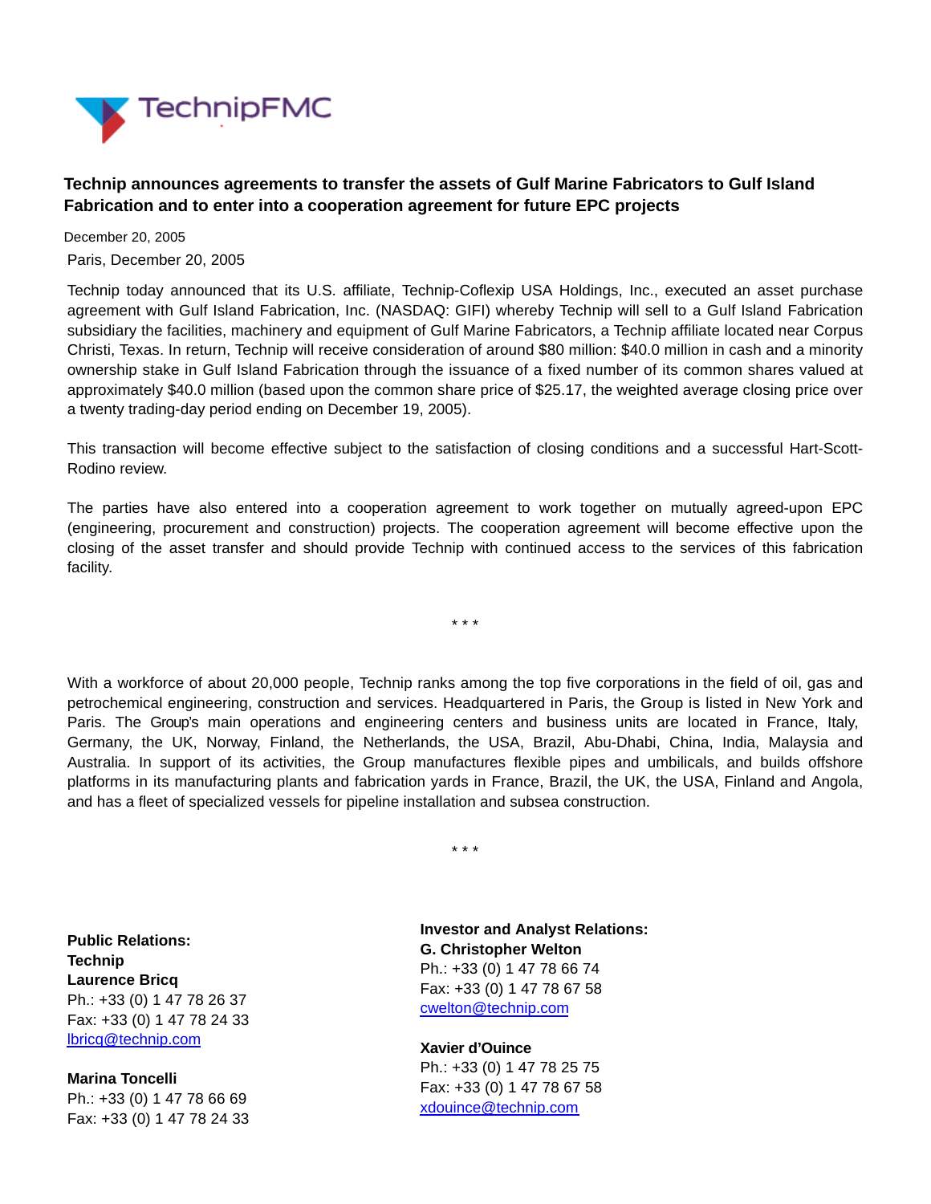# Technip announces agreements to transfer the assets of Gulf Marine Fabricators to Gulf Island Fabrication and to enter into a cooperation agreement for future EPC projects

December 20, 2005

Paris, December 20, 2005

Technip today announced that its U.S. affiliate, Technip-Coflexip USA Holdings, Inc., executed an asset purchase agreement with Gulf Island Fabrication, Inc. (NASDAQ: GIFI) whereby Technip will sell to a Gulf Island Fabrication subsidiary the facilities, machinery and equipment of Gulf Marine Fabricators, a Technip affiliate located near Corpus Christi, Texas. In return, Technip will receive consideration of around $80 million: $40.0 million in cash and a minority ownership stake in Gulf Island Fabrication through the issuance of a fixed number of its common shares valued at approximately $40.0 million (based upon the common share price of $25.17, the weighted average closing price over a twenty trading-day period ending on December 19, 2005).

This transaction will become effective subject to the satisfaction of closing conditions and a successful Hart-Scott-Rodino review.

The parties have also entered into a cooperation agreement to work together on mutually agreed-upon EPC (engineering, procurement and construction) projects. The cooperation agreement will become effective upon the closing of the asset transfer and should provide Technip with continued access to the services of this fabrication facility.

\* \* \*

With a workforce of about 20,000 people, Technip ranks among the top five corporations in the field of oil, gas and petrochemical engineering, construction and services. Headquartered in Paris, the Group is listed in New York and Paris. The Group's main operations and engineering centers and business units are located in France, Italy, Germany, the UK, Norway, Finland, the Netherlands, the USA, Brazil, Abu-Dhabi, China, India, Malaysia and Australia. In support of its activities, the Group manufactures flexible pipes and umbilicals, and builds offshore platforms in its manufacturing plants and fabrication yards in France, Brazil, the UK, the USA, Finland and Angola, and has a fleet of specialized vessels for pipeline installation and subsea construction.

\* \* \*

**Public Relations:**
**Technip**
**Laurence Bricq**
Ph.: +33 (0) 1 47 78 26 37
Fax: +33 (0) 1 47 78 24 33
lbricq@technip.com

**Marina Toncelli**
Ph.: +33 (0) 1 47 78 66 69
Fax: +33 (0) 1 47 78 24 33

**Investor and Analyst Relations:**
**G. Christopher Welton**
Ph.: +33 (0) 1 47 78 66 74
Fax: +33 (0) 1 47 78 67 58
cwelton@technip.com

**Xavier d'Ouince**
Ph.: +33 (0) 1 47 78 25 75
Fax: +33 (0) 1 47 78 67 58
xdouince@technip.com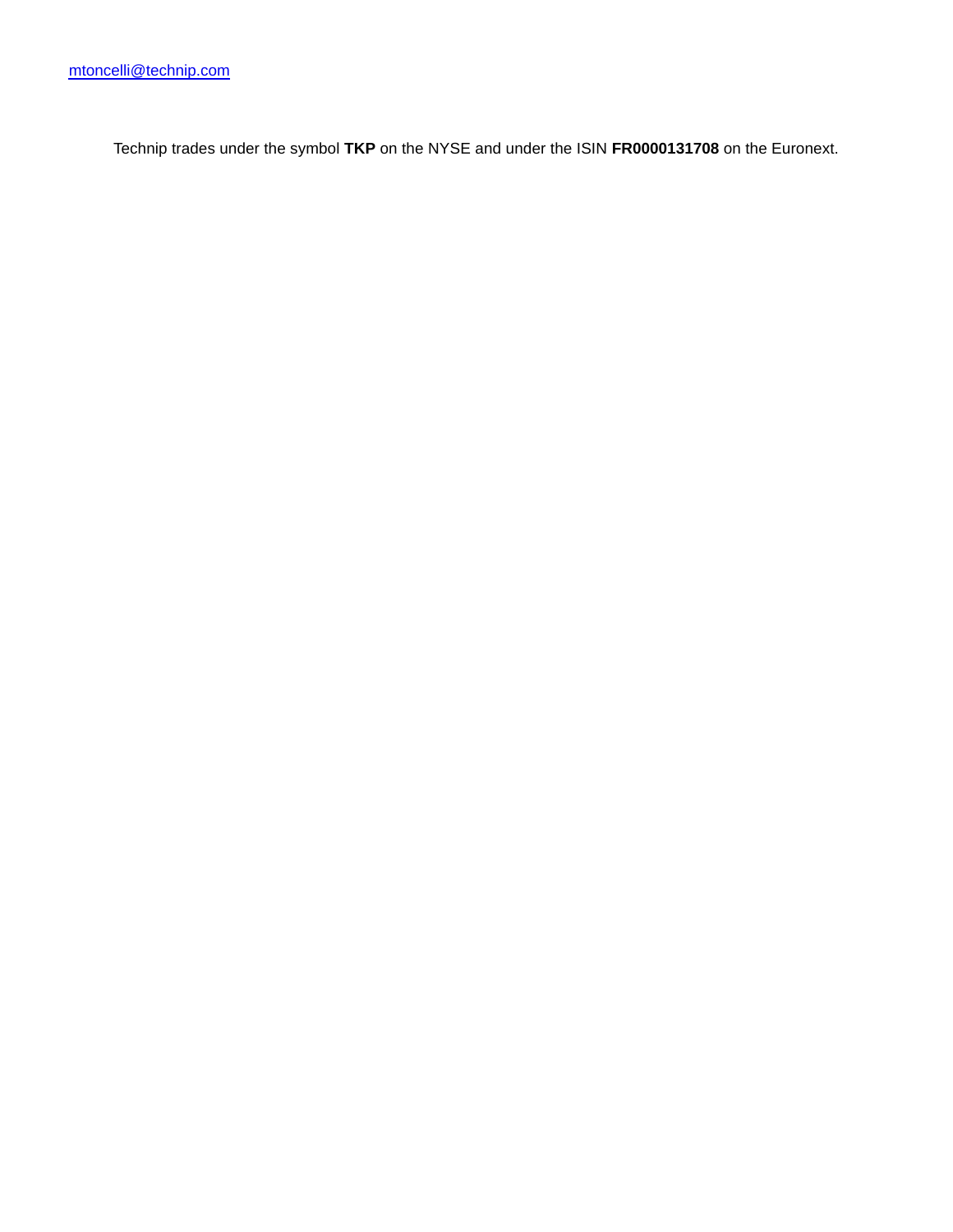mtoncelli@technip.com

Technip trades under the symbol **TKP** on the NYSE and under the ISIN **FR0000131708** on the Euronext.